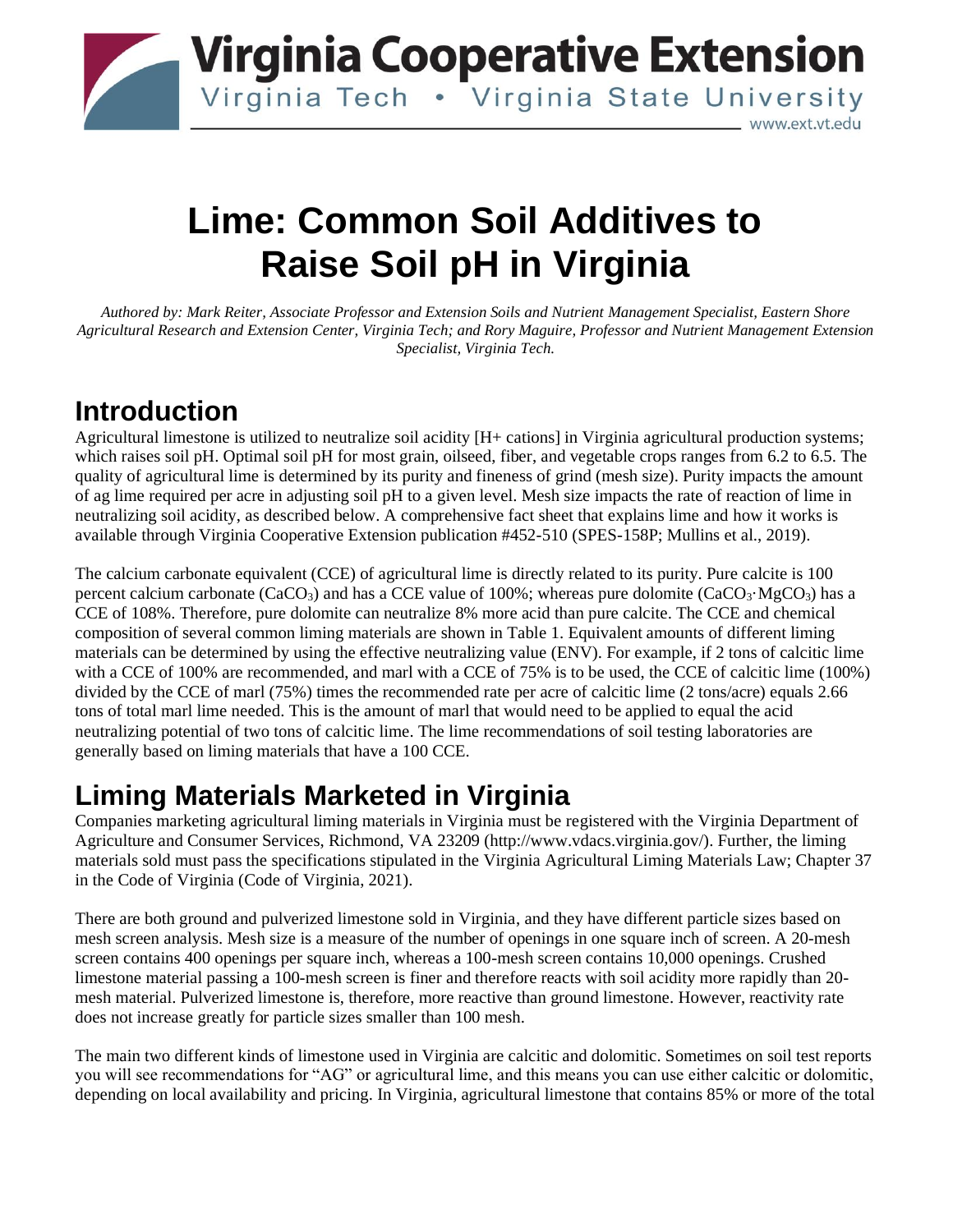# Lime: Common Soil Additives to Raise Soil pH in Virginia

*Authored by: Mark Reiter, Associate Professor and Extension Soils and Nutrient Management Specialist, Eastern Shore Agricultural Research and Extension Center, Virginia Tech; and Rory Maguire, Professor and Nutrient Management Extension Specialist, Virginia Tech.*

## Introduction

Agricultural limestone is utilized to neutralize soil acidity [H+ cations] in Virginia agricultural production systems; which raises soil pH. Optimal soil pH for most grain, oilseed, fiber, and vegetable crops ranges from 6.2 to 6.5. The quality of agricultural lime is determined by its purity and fineness of grind (mesh size). Purity impacts the amount of ag lime required per acre in adjusting soil pH to a given level. Mesh size impacts the rate of reaction of lime in neutralizing soil acidity, as described below. A comprehensive fact sheet that explains lime and how it works is available through Virginia Cooperative Extension publication #452-510 (SPES-158P; Mullins et al., 2019).

The calcium carbonate equivalent (CCE) of agricultural lime is directly related to its purity. Pure calcite is 100 percent calcium carbonate ($CaCO_3$) and has a CCE value of 100%; whereas pure dolomite ($CaCO_3 \cdot MgCO_3$) has a CCE of 108%. Therefore, pure dolomite can neutralize 8% more acid than pure calcite. The CCE and chemical composition of several common liming materials are shown in Table 1. Equivalent amounts of different liming materials can be determined by using the effective neutralizing value (ENV). For example, if 2 tons of calcitic lime with a CCE of 100% are recommended, and marl with a CCE of 75% is to be used, the CCE of calcitic lime (100%) divided by the CCE of marl (75%) times the recommended rate per acre of calcitic lime (2 tons/acre) equals 2.66 tons of total marl lime needed. This is the amount of marl that would need to be applied to equal the acid neutralizing potential of two tons of calcitic lime. The lime recommendations of soil testing laboratories are generally based on liming materials that have a 100 CCE.

## Liming Materials Marketed in Virginia

Companies marketing agricultural liming materials in Virginia must be registered with the Virginia Department of Agriculture and Consumer Services, Richmond, VA 23209 (http://www.vdacs.virginia.gov/). Further, the liming materials sold must pass the specifications stipulated in the Virginia Agricultural Liming Materials Law; Chapter 37 in the Code of Virginia (Code of Virginia, 2021).

There are both ground and pulverized limestone sold in Virginia, and they have different particle sizes based on mesh screen analysis. Mesh size is a measure of the number of openings in one square inch of screen. A 20-mesh screen contains 400 openings per square inch, whereas a 100-mesh screen contains 10,000 openings. Crushed limestone material passing a 100-mesh screen is finer and therefore reacts with soil acidity more rapidly than 20-mesh material. Pulverized limestone is, therefore, more reactive than ground limestone. However, reactivity rate does not increase greatly for particle sizes smaller than 100 mesh.

The main two different kinds of limestone used in Virginia are calcitic and dolomitic. Sometimes on soil test reports you will see recommendations for "AG" or agricultural lime, and this means you can use either calcitic or dolomitic, depending on local availability and pricing. In Virginia, agricultural limestone that contains 85% or more of the total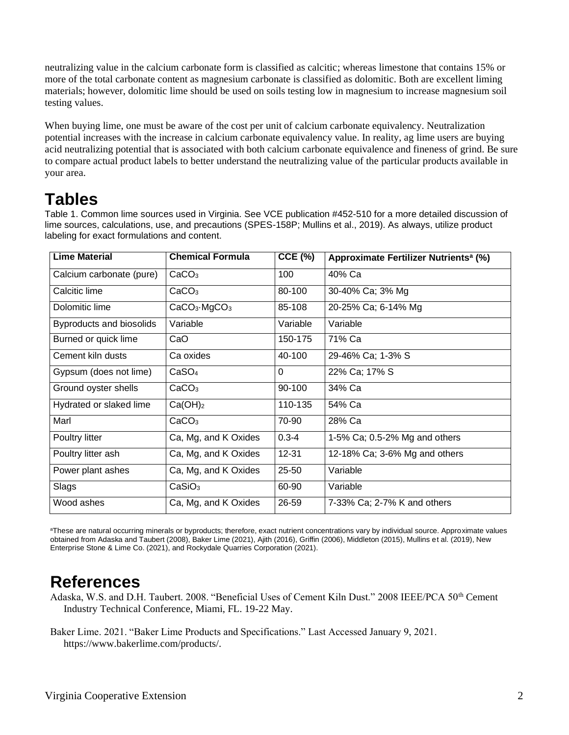neutralizing value in the calcium carbonate form is classified as calcitic; whereas limestone that contains 15% or more of the total carbonate content as magnesium carbonate is classified as dolomitic. Both are excellent liming materials; however, dolomitic lime should be used on soils testing low in magnesium to increase magnesium soil testing values.

When buying lime, one must be aware of the cost per unit of calcium carbonate equivalency. Neutralization potential increases with the increase in calcium carbonate equivalency value. In reality, ag lime users are buying acid neutralizing potential that is associated with both calcium carbonate equivalence and fineness of grind. Be sure to compare actual product labels to better understand the neutralizing value of the particular products available in your area.

# Tables

Table 1. Common lime sources used in Virginia. See VCE publication #452-510 for a more detailed discussion of lime sources, calculations, use, and precautions (SPES-158P; Mullins et al., 2019). As always, utilize product labeling for exact formulations and content.

| Lime Material | Chemical Formula | CCE (%) | Approximate Fertilizer Nutrients[a] (%) |
|---|---|---|---|
| Calcium carbonate (pure) | $CaCO_3$ | 100 | 40% Ca |
| Calcitic lime | $CaCO_3$ | 80-100 | 30-40% Ca; 3% Mg |
| Dolomitic lime | $CaCO_3{\cdot}MgCO_3$ | 85-108 | 20-25% Ca; 6-14% Mg |
| Byproducts and biosolids | Variable | Variable | Variable |
| Burned or quick lime | CaO | 150-175 | 71% Ca |
| Cement kiln dusts | Ca oxides | 40-100 | 29-46% Ca; 1-3% S |
| Gypsum (does not lime) | $CaSO_4$ | 0 | 22% Ca; 17% S |
| Ground oyster shells | $CaCO_3$ | 90-100 | 34% Ca |
| Hydrated or slaked lime | $Ca(OH)_2$ | 110-135 | 54% Ca |
| Marl | $CaCO_3$ | 70-90 | 28% Ca |
| Poultry litter | Ca, Mg, and K Oxides | 0.3-4 | 1-5% Ca; 0.5-2% Mg and others |
| Poultry litter ash | Ca, Mg, and K Oxides | 12-31 | 12-18% Ca; 3-6% Mg and others |
| Power plant ashes | Ca, Mg, and K Oxides | 25-50 | Variable |
| Slags | $CaSiO_3$ | 60-90 | Variable |
| Wood ashes | Ca, Mg, and K Oxides | 26-59 | 7-33% Ca; 2-7% K and others |

[a]These are natural occurring minerals or byproducts; therefore, exact nutrient concentrations vary by individual source. Approximate values obtained from Adaska and Taubert (2008), Baker Lime (2021), Ajith (2016), Griffin (2006), Middleton (2015), Mullins et al. (2019), New Enterprise Stone & Lime Co. (2021), and Rockydale Quarries Corporation (2021).

# References

Adaska, W.S. and D.H. Taubert. 2008. "Beneficial Uses of Cement Kiln Dust." 2008 IEEE/PCA 50th Cement Industry Technical Conference, Miami, FL. 19-22 May.

Baker Lime. 2021. "Baker Lime Products and Specifications." Last Accessed January 9, 2021. https://www.bakerlime.com/products/.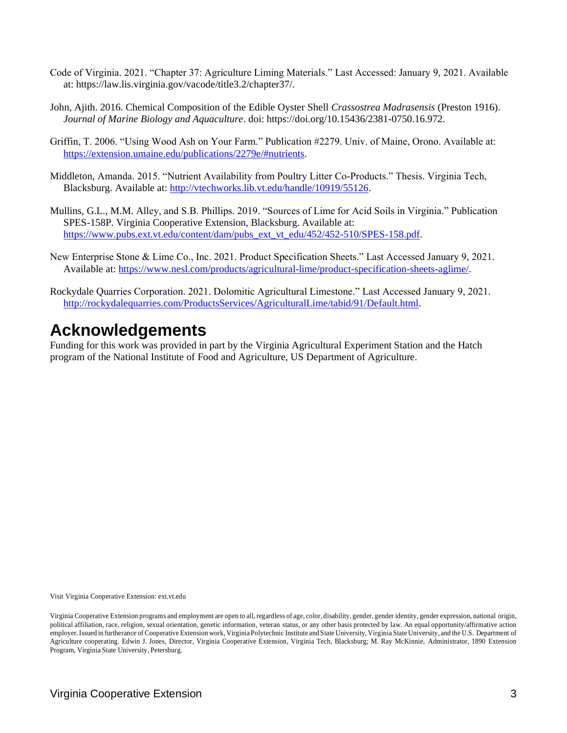Code of Virginia. 2021. "Chapter 37: Agriculture Liming Materials." Last Accessed: January 9, 2021. Available at: https://law.lis.virginia.gov/vacode/title3.2/chapter37/.

John, Ajith. 2016. Chemical Composition of the Edible Oyster Shell *Crassostrea Madrasensis* (Preston 1916). *Journal of Marine Biology and Aquaculture*. doi: https://doi.org/10.15436/2381-0750.16.972.

Griffin, T. 2006. "Using Wood Ash on Your Farm." Publication #2279. Univ. of Maine, Orono. Available at: https://extension.umaine.edu/publications/2279e/#nutrients.

Middleton, Amanda. 2015. "Nutrient Availability from Poultry Litter Co-Products." Thesis. Virginia Tech, Blacksburg. Available at: http://vtechworks.lib.vt.edu/handle/10919/55126.

Mullins, G.L., M.M. Alley, and S.B. Phillips. 2019. "Sources of Lime for Acid Soils in Virginia." Publication SPES-158P. Virginia Cooperative Extension, Blacksburg. Available at: https://www.pubs.ext.vt.edu/content/dam/pubs_ext_vt_edu/452/452-510/SPES-158.pdf.

New Enterprise Stone & Lime Co., Inc. 2021. Product Specification Sheets." Last Accessed January 9, 2021. Available at: https://www.nesl.com/products/agricultural-lime/product-specification-sheets-aglime/.

Rockydale Quarries Corporation. 2021. Dolomitic Agricultural Limestone." Last Accessed January 9, 2021. http://rockydalequarries.com/ProductsServices/AgriculturalLime/tabid/91/Default.html.

# Acknowledgements

Funding for this work was provided in part by the Virginia Agricultural Experiment Station and the Hatch program of the National Institute of Food and Agriculture, US Department of Agriculture.

Visit Virginia Cooperative Extension: ext.vt.edu

Virginia Cooperative Extension programs and employment are open to all, regardless of age, color, disability, gender, gender identity, gender expression, national origin, political affiliation, race, religion, sexual orientation, genetic information, veteran status, or any other basis protected by law. An equal opportunity/affirmative action employer. Issued in furtherance of Cooperative Extension work, Virginia Polytechnic Institute and State University, Virginia State University, and the U.S. Department of Agriculture cooperating. Edwin J. Jones, Director, Virginia Cooperative Extension, Virginia Tech, Blacksburg; M. Ray McKinnie, Administrator, 1890 Extension Program, Virginia State University, Petersburg.